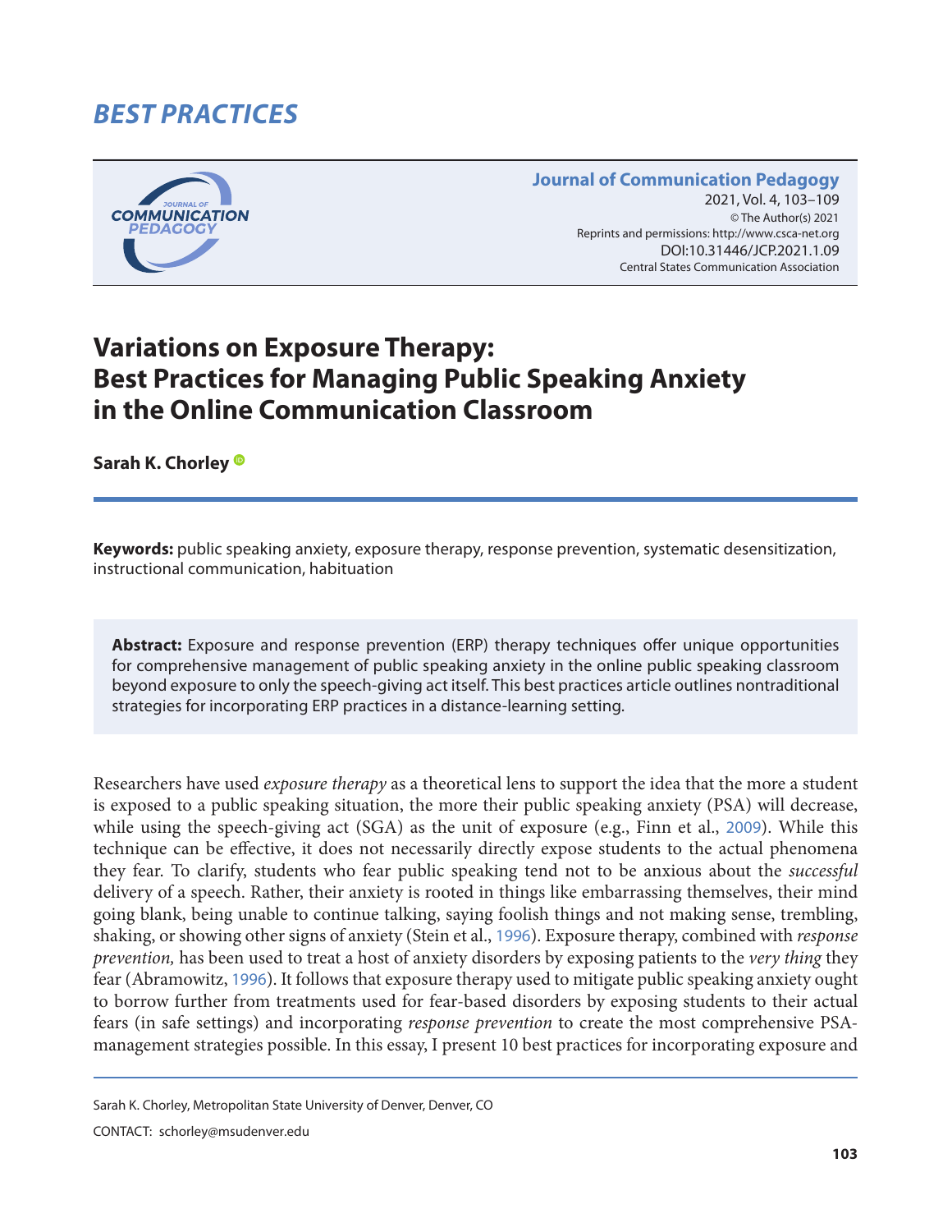*BEST PRACTICES*

**Journal of Communication Pedagogy**
2021, Vol. 4, 103–109
© The Author(s) 2021
Reprints and permissions: http://www.csca-net.org
DOI:10.31446/JCP.2021.1.09
Central States Communication Association

# Variations on Exposure Therapy: Best Practices for Managing Public Speaking Anxiety in the Online Communication Classroom

**Sarah K. Chorley**

**Keywords:** public speaking anxiety, exposure therapy, response prevention, systematic desensitization, instructional communication, habituation

**Abstract:** Exposure and response prevention (ERP) therapy techniques offer unique opportunities for comprehensive management of public speaking anxiety in the online public speaking classroom beyond exposure to only the speech-giving act itself. This best practices article outlines nontraditional strategies for incorporating ERP practices in a distance-learning setting.

Researchers have used *exposure therapy* as a theoretical lens to support the idea that the more a student is exposed to a public speaking situation, the more their public speaking anxiety (PSA) will decrease, while using the speech-giving act (SGA) as the unit of exposure (e.g., Finn et al., 2009). While this technique can be effective, it does not necessarily directly expose students to the actual phenomena they fear. To clarify, students who fear public speaking tend not to be anxious about the *successful* delivery of a speech. Rather, their anxiety is rooted in things like embarrassing themselves, their mind going blank, being unable to continue talking, saying foolish things and not making sense, trembling, shaking, or showing other signs of anxiety (Stein et al., 1996). Exposure therapy, combined with *response prevention,* has been used to treat a host of anxiety disorders by exposing patients to the *very thing* they fear (Abramowitz, 1996). It follows that exposure therapy used to mitigate public speaking anxiety ought to borrow further from treatments used for fear-based disorders by exposing students to their actual fears (in safe settings) and incorporating *response prevention* to create the most comprehensive PSA-management strategies possible. In this essay, I present 10 best practices for incorporating exposure and

Sarah K. Chorley, Metropolitan State University of Denver, Denver, CO

CONTACT: schorley@msudenver.edu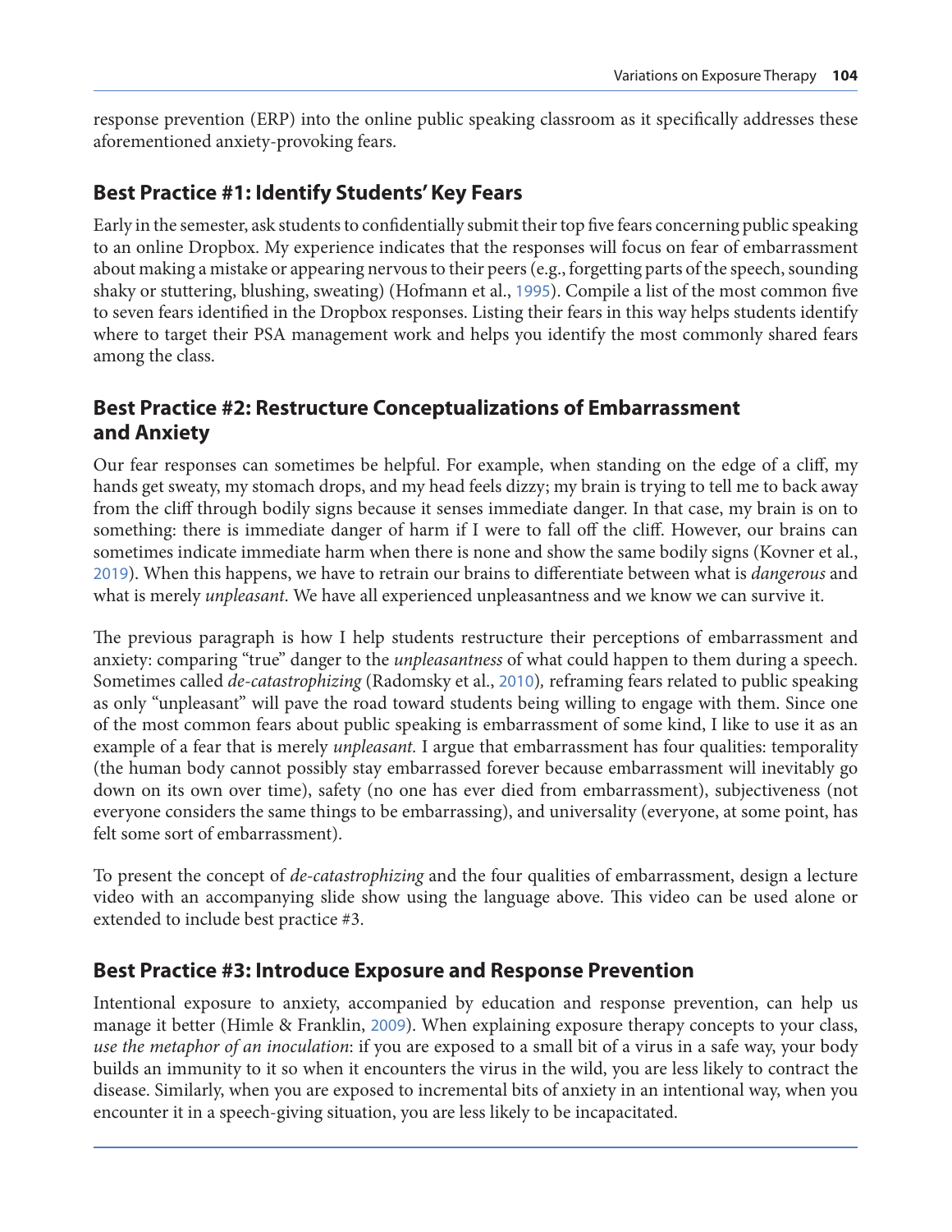response prevention (ERP) into the online public speaking classroom as it specifically addresses these aforementioned anxiety-provoking fears.

## Best Practice #1: Identify Students' Key Fears

Early in the semester, ask students to confidentially submit their top five fears concerning public speaking to an online Dropbox. My experience indicates that the responses will focus on fear of embarrassment about making a mistake or appearing nervous to their peers (e.g., forgetting parts of the speech, sounding shaky or stuttering, blushing, sweating) (Hofmann et al., 1995). Compile a list of the most common five to seven fears identified in the Dropbox responses. Listing their fears in this way helps students identify where to target their PSA management work and helps you identify the most commonly shared fears among the class.

## Best Practice #2: Restructure Conceptualizations of Embarrassment and Anxiety

Our fear responses can sometimes be helpful. For example, when standing on the edge of a cliff, my hands get sweaty, my stomach drops, and my head feels dizzy; my brain is trying to tell me to back away from the cliff through bodily signs because it senses immediate danger. In that case, my brain is on to something: there is immediate danger of harm if I were to fall off the cliff. However, our brains can sometimes indicate immediate harm when there is none and show the same bodily signs (Kovner et al., 2019). When this happens, we have to retrain our brains to differentiate between what is *dangerous* and what is merely *unpleasant*. We have all experienced unpleasantness and we know we can survive it.

The previous paragraph is how I help students restructure their perceptions of embarrassment and anxiety: comparing "true" danger to the *unpleasantness* of what could happen to them during a speech. Sometimes called *de-catastrophizing* (Radomsky et al., 2010), reframing fears related to public speaking as only "unpleasant" will pave the road toward students being willing to engage with them. Since one of the most common fears about public speaking is embarrassment of some kind, I like to use it as an example of a fear that is merely *unpleasant.* I argue that embarrassment has four qualities: temporality (the human body cannot possibly stay embarrassed forever because embarrassment will inevitably go down on its own over time), safety (no one has ever died from embarrassment), subjectiveness (not everyone considers the same things to be embarrassing), and universality (everyone, at some point, has felt some sort of embarrassment).

To present the concept of *de-catastrophizing* and the four qualities of embarrassment, design a lecture video with an accompanying slide show using the language above. This video can be used alone or extended to include best practice #3.

## Best Practice #3: Introduce Exposure and Response Prevention

Intentional exposure to anxiety, accompanied by education and response prevention, can help us manage it better (Himle & Franklin, 2009). When explaining exposure therapy concepts to your class, *use the metaphor of an inoculation*: if you are exposed to a small bit of a virus in a safe way, your body builds an immunity to it so when it encounters the virus in the wild, you are less likely to contract the disease. Similarly, when you are exposed to incremental bits of anxiety in an intentional way, when you encounter it in a speech-giving situation, you are less likely to be incapacitated.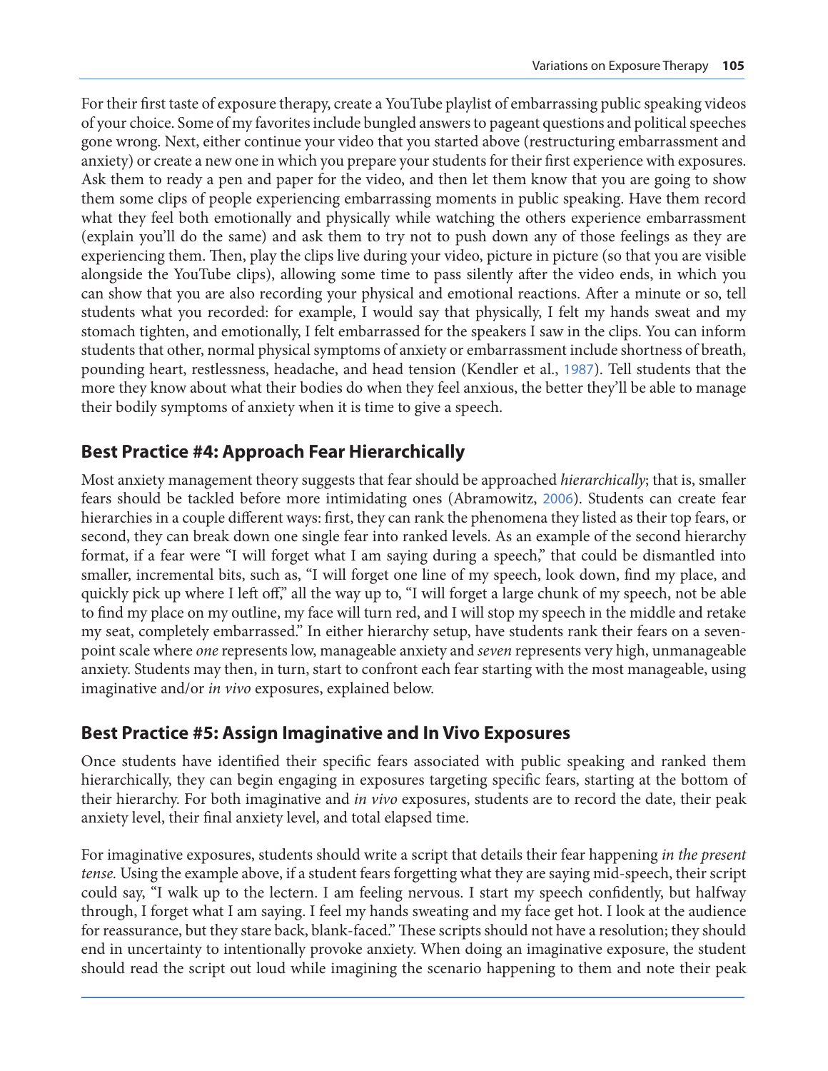For their first taste of exposure therapy, create a YouTube playlist of embarrassing public speaking videos of your choice. Some of my favorites include bungled answers to pageant questions and political speeches gone wrong. Next, either continue your video that you started above (restructuring embarrassment and anxiety) or create a new one in which you prepare your students for their first experience with exposures. Ask them to ready a pen and paper for the video, and then let them know that you are going to show them some clips of people experiencing embarrassing moments in public speaking. Have them record what they feel both emotionally and physically while watching the others experience embarrassment (explain you'll do the same) and ask them to try not to push down any of those feelings as they are experiencing them. Then, play the clips live during your video, picture in picture (so that you are visible alongside the YouTube clips), allowing some time to pass silently after the video ends, in which you can show that you are also recording your physical and emotional reactions. After a minute or so, tell students what you recorded: for example, I would say that physically, I felt my hands sweat and my stomach tighten, and emotionally, I felt embarrassed for the speakers I saw in the clips. You can inform students that other, normal physical symptoms of anxiety or embarrassment include shortness of breath, pounding heart, restlessness, headache, and head tension (Kendler et al., 1987). Tell students that the more they know about what their bodies do when they feel anxious, the better they'll be able to manage their bodily symptoms of anxiety when it is time to give a speech.

## Best Practice #4: Approach Fear Hierarchically

Most anxiety management theory suggests that fear should be approached *hierarchically*; that is, smaller fears should be tackled before more intimidating ones (Abramowitz, 2006). Students can create fear hierarchies in a couple different ways: first, they can rank the phenomena they listed as their top fears, or second, they can break down one single fear into ranked levels. As an example of the second hierarchy format, if a fear were "I will forget what I am saying during a speech," that could be dismantled into smaller, incremental bits, such as, "I will forget one line of my speech, look down, find my place, and quickly pick up where I left off," all the way up to, "I will forget a large chunk of my speech, not be able to find my place on my outline, my face will turn red, and I will stop my speech in the middle and retake my seat, completely embarrassed." In either hierarchy setup, have students rank their fears on a seven-point scale where *one* represents low, manageable anxiety and *seven* represents very high, unmanageable anxiety. Students may then, in turn, start to confront each fear starting with the most manageable, using imaginative and/or *in vivo* exposures, explained below.

## Best Practice #5: Assign Imaginative and In Vivo Exposures

Once students have identified their specific fears associated with public speaking and ranked them hierarchically, they can begin engaging in exposures targeting specific fears, starting at the bottom of their hierarchy. For both imaginative and *in vivo* exposures, students are to record the date, their peak anxiety level, their final anxiety level, and total elapsed time.

For imaginative exposures, students should write a script that details their fear happening *in the present tense.* Using the example above, if a student fears forgetting what they are saying mid-speech, their script could say, "I walk up to the lectern. I am feeling nervous. I start my speech confidently, but halfway through, I forget what I am saying. I feel my hands sweating and my face get hot. I look at the audience for reassurance, but they stare back, blank-faced." These scripts should not have a resolution; they should end in uncertainty to intentionally provoke anxiety. When doing an imaginative exposure, the student should read the script out loud while imagining the scenario happening to them and note their peak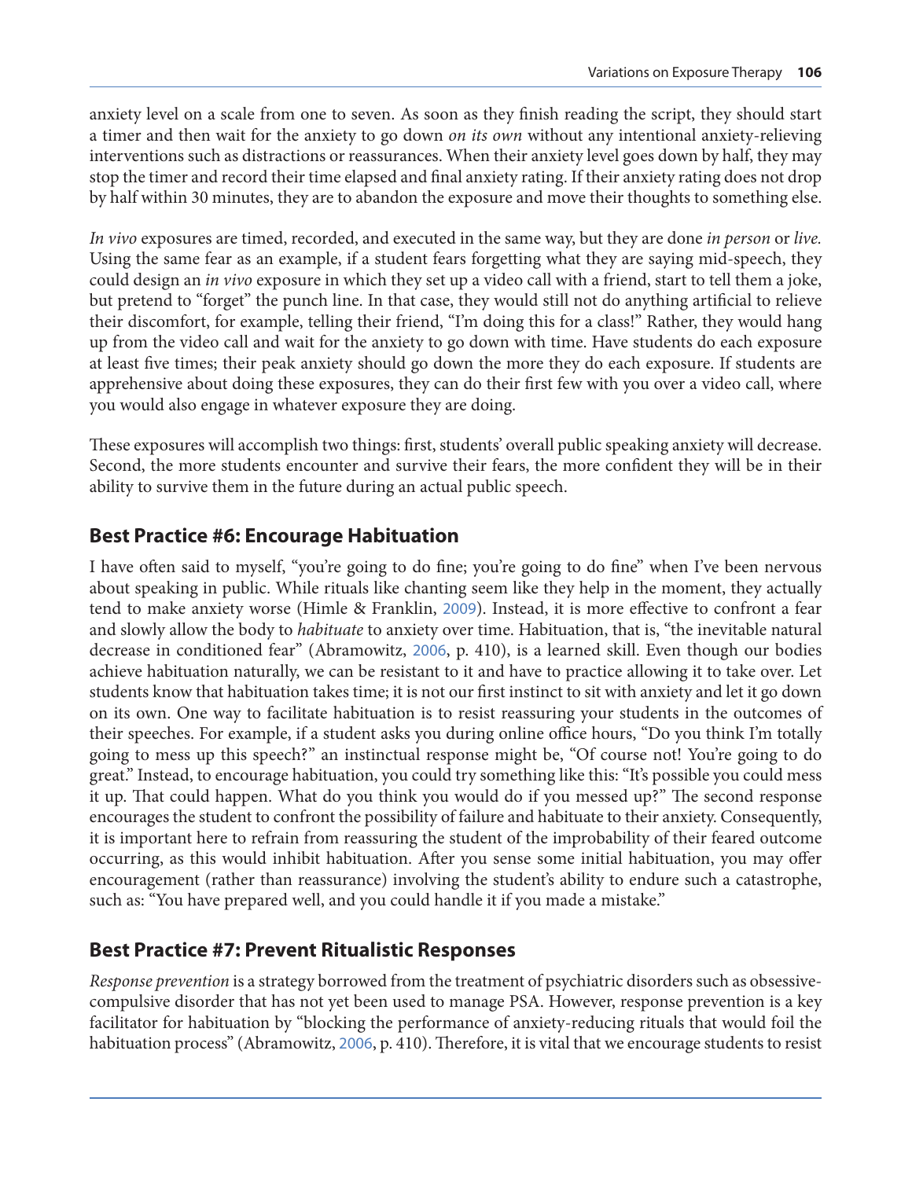anxiety level on a scale from one to seven. As soon as they finish reading the script, they should start a timer and then wait for the anxiety to go down *on its own* without any intentional anxiety-relieving interventions such as distractions or reassurances. When their anxiety level goes down by half, they may stop the timer and record their time elapsed and final anxiety rating. If their anxiety rating does not drop by half within 30 minutes, they are to abandon the exposure and move their thoughts to something else.

*In vivo* exposures are timed, recorded, and executed in the same way, but they are done *in person* or *live.* Using the same fear as an example, if a student fears forgetting what they are saying mid-speech, they could design an *in vivo* exposure in which they set up a video call with a friend, start to tell them a joke, but pretend to "forget" the punch line. In that case, they would still not do anything artificial to relieve their discomfort, for example, telling their friend, "I'm doing this for a class!" Rather, they would hang up from the video call and wait for the anxiety to go down with time. Have students do each exposure at least five times; their peak anxiety should go down the more they do each exposure. If students are apprehensive about doing these exposures, they can do their first few with you over a video call, where you would also engage in whatever exposure they are doing.

These exposures will accomplish two things: first, students' overall public speaking anxiety will decrease. Second, the more students encounter and survive their fears, the more confident they will be in their ability to survive them in the future during an actual public speech.

## Best Practice #6: Encourage Habituation

I have often said to myself, "you're going to do fine; you're going to do fine" when I've been nervous about speaking in public. While rituals like chanting seem like they help in the moment, they actually tend to make anxiety worse (Himle & Franklin, 2009). Instead, it is more effective to confront a fear and slowly allow the body to *habituate* to anxiety over time. Habituation, that is, "the inevitable natural decrease in conditioned fear" (Abramowitz, 2006, p. 410), is a learned skill. Even though our bodies achieve habituation naturally, we can be resistant to it and have to practice allowing it to take over. Let students know that habituation takes time; it is not our first instinct to sit with anxiety and let it go down on its own. One way to facilitate habituation is to resist reassuring your students in the outcomes of their speeches. For example, if a student asks you during online office hours, "Do you think I'm totally going to mess up this speech?" an instinctual response might be, "Of course not! You're going to do great." Instead, to encourage habituation, you could try something like this: "It's possible you could mess it up. That could happen. What do you think you would do if you messed up?" The second response encourages the student to confront the possibility of failure and habituate to their anxiety. Consequently, it is important here to refrain from reassuring the student of the improbability of their feared outcome occurring, as this would inhibit habituation. After you sense some initial habituation, you may offer encouragement (rather than reassurance) involving the student's ability to endure such a catastrophe, such as: "You have prepared well, and you could handle it if you made a mistake."

## Best Practice #7: Prevent Ritualistic Responses

*Response prevention* is a strategy borrowed from the treatment of psychiatric disorders such as obsessive-compulsive disorder that has not yet been used to manage PSA. However, response prevention is a key facilitator for habituation by "blocking the performance of anxiety-reducing rituals that would foil the habituation process" (Abramowitz, 2006, p. 410). Therefore, it is vital that we encourage students to resist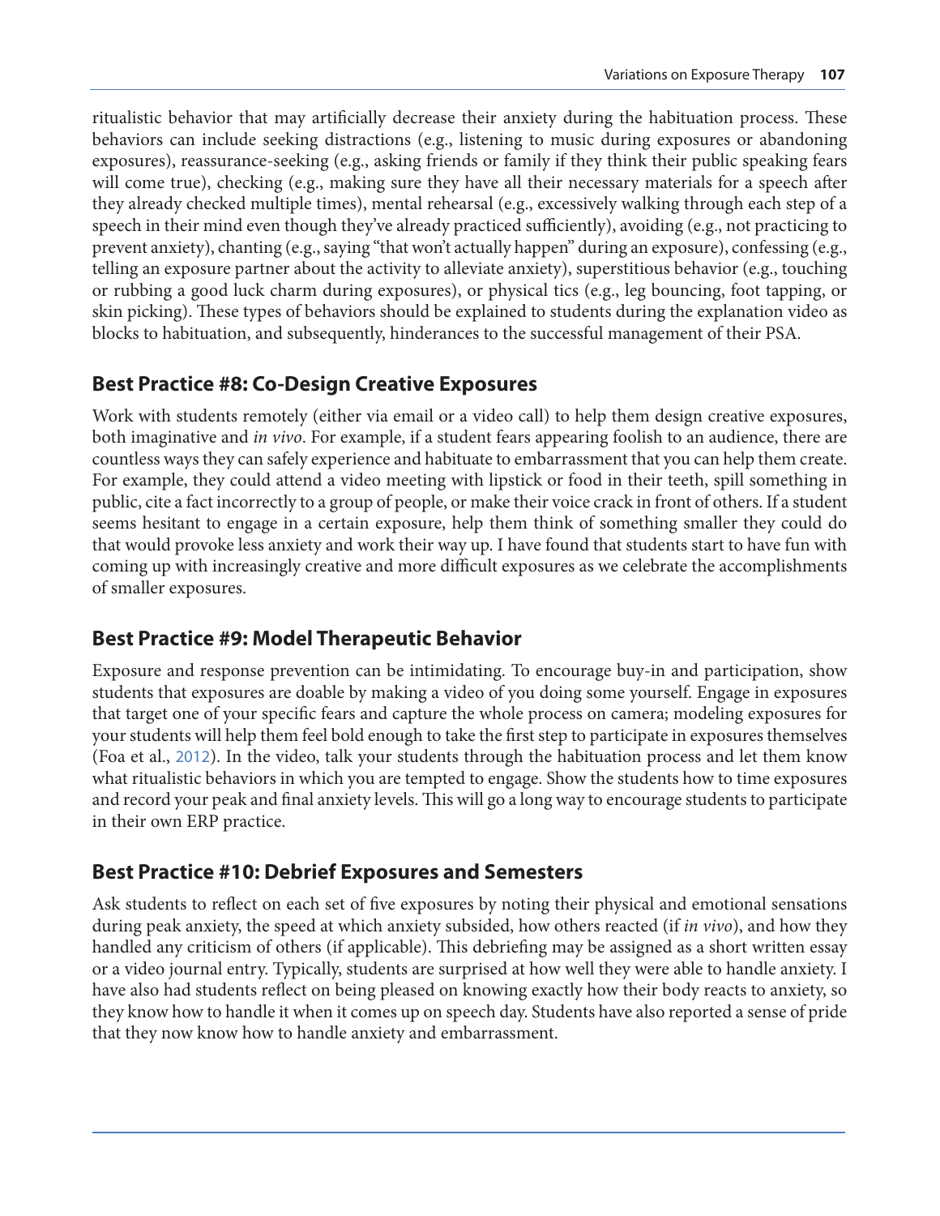ritualistic behavior that may artificially decrease their anxiety during the habituation process. These behaviors can include seeking distractions (e.g., listening to music during exposures or abandoning exposures), reassurance-seeking (e.g., asking friends or family if they think their public speaking fears will come true), checking (e.g., making sure they have all their necessary materials for a speech after they already checked multiple times), mental rehearsal (e.g., excessively walking through each step of a speech in their mind even though they've already practiced sufficiently), avoiding (e.g., not practicing to prevent anxiety), chanting (e.g., saying "that won't actually happen" during an exposure), confessing (e.g., telling an exposure partner about the activity to alleviate anxiety), superstitious behavior (e.g., touching or rubbing a good luck charm during exposures), or physical tics (e.g., leg bouncing, foot tapping, or skin picking). These types of behaviors should be explained to students during the explanation video as blocks to habituation, and subsequently, hinderances to the successful management of their PSA.

## Best Practice #8: Co-Design Creative Exposures

Work with students remotely (either via email or a video call) to help them design creative exposures, both imaginative and *in vivo*. For example, if a student fears appearing foolish to an audience, there are countless ways they can safely experience and habituate to embarrassment that you can help them create. For example, they could attend a video meeting with lipstick or food in their teeth, spill something in public, cite a fact incorrectly to a group of people, or make their voice crack in front of others. If a student seems hesitant to engage in a certain exposure, help them think of something smaller they could do that would provoke less anxiety and work their way up. I have found that students start to have fun with coming up with increasingly creative and more difficult exposures as we celebrate the accomplishments of smaller exposures.

## Best Practice #9: Model Therapeutic Behavior

Exposure and response prevention can be intimidating. To encourage buy-in and participation, show students that exposures are doable by making a video of you doing some yourself. Engage in exposures that target one of your specific fears and capture the whole process on camera; modeling exposures for your students will help them feel bold enough to take the first step to participate in exposures themselves (Foa et al., 2012). In the video, talk your students through the habituation process and let them know what ritualistic behaviors in which you are tempted to engage. Show the students how to time exposures and record your peak and final anxiety levels. This will go a long way to encourage students to participate in their own ERP practice.

## Best Practice #10: Debrief Exposures and Semesters

Ask students to reflect on each set of five exposures by noting their physical and emotional sensations during peak anxiety, the speed at which anxiety subsided, how others reacted (if *in vivo*), and how they handled any criticism of others (if applicable). This debriefing may be assigned as a short written essay or a video journal entry. Typically, students are surprised at how well they were able to handle anxiety. I have also had students reflect on being pleased on knowing exactly how their body reacts to anxiety, so they know how to handle it when it comes up on speech day. Students have also reported a sense of pride that they now know how to handle anxiety and embarrassment.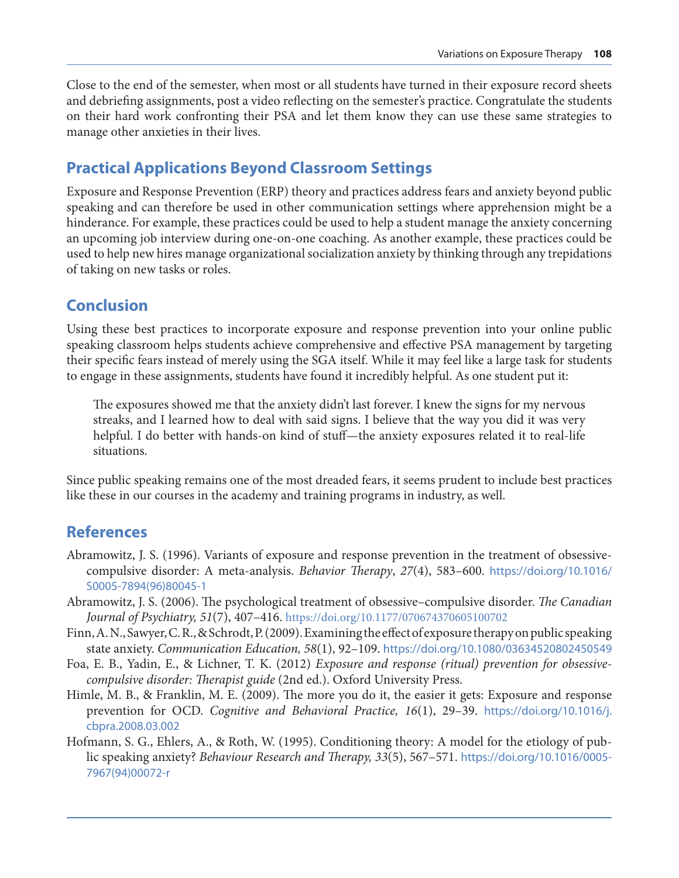Close to the end of the semester, when most or all students have turned in their exposure record sheets and debriefing assignments, post a video reflecting on the semester's practice. Congratulate the students on their hard work confronting their PSA and let them know they can use these same strategies to manage other anxieties in their lives.

## Practical Applications Beyond Classroom Settings

Exposure and Response Prevention (ERP) theory and practices address fears and anxiety beyond public speaking and can therefore be used in other communication settings where apprehension might be a hinderance. For example, these practices could be used to help a student manage the anxiety concerning an upcoming job interview during one-on-one coaching. As another example, these practices could be used to help new hires manage organizational socialization anxiety by thinking through any trepidations of taking on new tasks or roles.

## Conclusion

Using these best practices to incorporate exposure and response prevention into your online public speaking classroom helps students achieve comprehensive and effective PSA management by targeting their specific fears instead of merely using the SGA itself. While it may feel like a large task for students to engage in these assignments, students have found it incredibly helpful. As one student put it:

> The exposures showed me that the anxiety didn't last forever. I knew the signs for my nervous streaks, and I learned how to deal with said signs. I believe that the way you did it was very helpful. I do better with hands-on kind of stuff—the anxiety exposures related it to real-life situations.

Since public speaking remains one of the most dreaded fears, it seems prudent to include best practices like these in our courses in the academy and training programs in industry, as well.

## References

Abramowitz, J. S. (1996). Variants of exposure and response prevention in the treatment of obsessive-compulsive disorder: A meta-analysis. *Behavior Therapy*, *27*(4), 583–600. https://doi.org/10.1016/S0005-7894(96)80045-1

Abramowitz, J. S. (2006). The psychological treatment of obsessive–compulsive disorder. *The Canadian Journal of Psychiatry, 51*(7), 407–416. https://doi.org/10.1177/070674370605100702

Finn, A. N., Sawyer, C. R., & Schrodt, P. (2009). Examining the effect of exposure therapy on public speaking state anxiety. *Communication Education, 58*(1), 92–109. https://doi.org/10.1080/03634520802450549

Foa, E. B., Yadin, E., & Lichner, T. K. (2012) *Exposure and response (ritual) prevention for obsessive-compulsive disorder: Therapist guide* (2nd ed.). Oxford University Press.

Himle, M. B., & Franklin, M. E. (2009). The more you do it, the easier it gets: Exposure and response prevention for OCD. *Cognitive and Behavioral Practice, 16*(1), 29–39. https://doi.org/10.1016/j.cbpra.2008.03.002

Hofmann, S. G., Ehlers, A., & Roth, W. (1995). Conditioning theory: A model for the etiology of public speaking anxiety? *Behaviour Research and Therapy, 33*(5), 567–571. https://doi.org/10.1016/0005-7967(94)00072-r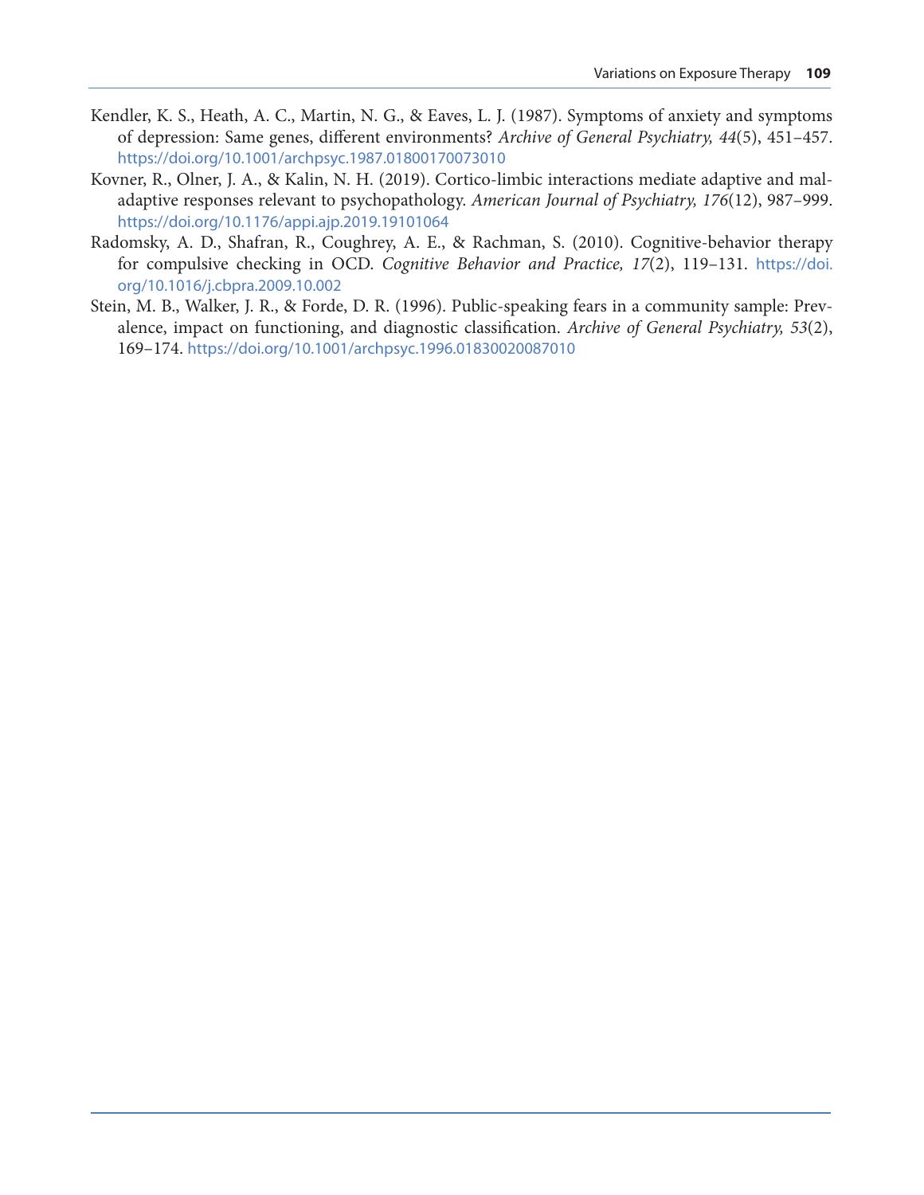Kendler, K. S., Heath, A. C., Martin, N. G., & Eaves, L. J. (1987). Symptoms of anxiety and symptoms of depression: Same genes, different environments? *Archive of General Psychiatry, 44*(5), 451–457. https://doi.org/10.1001/archpsyc.1987.01800170073010

Kovner, R., Olner, J. A., & Kalin, N. H. (2019). Cortico-limbic interactions mediate adaptive and maladaptive responses relevant to psychopathology. *American Journal of Psychiatry, 176*(12), 987–999. https://doi.org/10.1176/appi.ajp.2019.19101064

Radomsky, A. D., Shafran, R., Coughrey, A. E., & Rachman, S. (2010). Cognitive-behavior therapy for compulsive checking in OCD. *Cognitive Behavior and Practice, 17*(2), 119–131. https://doi.org/10.1016/j.cbpra.2009.10.002

Stein, M. B., Walker, J. R., & Forde, D. R. (1996). Public-speaking fears in a community sample: Prevalence, impact on functioning, and diagnostic classification. *Archive of General Psychiatry, 53*(2), 169–174. https://doi.org/10.1001/archpsyc.1996.01830020087010